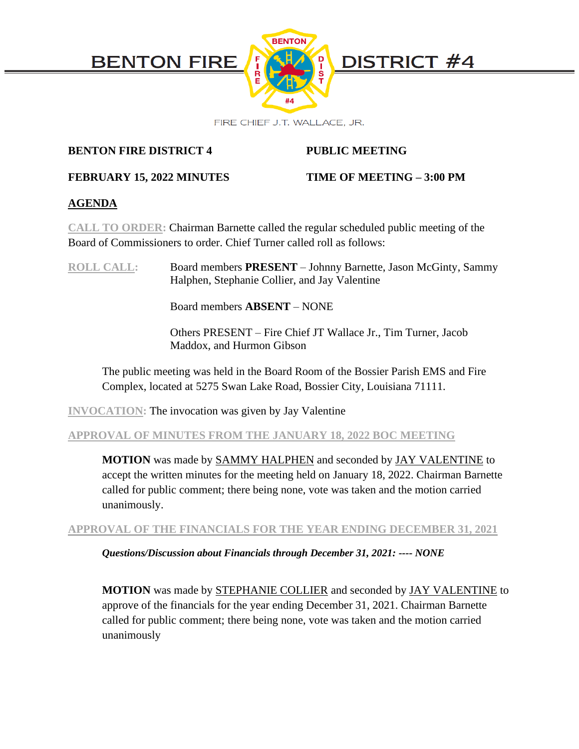# BENTON FIRE DISTRICT #4

FIRE CHIEF J.T. WALLACE, JR.

**BENTON FIRE DISTRICT 4** **PUBLIC MEETING**

**FEBRUARY 15, 2022 MINUTES** **TIME OF MEETING – 3:00 PM**

**AGENDA**

**CALL TO ORDER:** Chairman Barnette called the regular scheduled public meeting of the Board of Commissioners to order. Chief Turner called roll as follows:

**ROLL CALL:** Board members **PRESENT** – Johnny Barnette, Jason McGinty, Sammy Halphen, Stephanie Collier, and Jay Valentine

Board members **ABSENT** – NONE

Others PRESENT – Fire Chief JT Wallace Jr., Tim Turner, Jacob Maddox, and Hurmon Gibson

The public meeting was held in the Board Room of the Bossier Parish EMS and Fire Complex, located at 5275 Swan Lake Road, Bossier City, Louisiana 71111.

**INVOCATION:** The invocation was given by Jay Valentine

**APPROVAL OF MINUTES FROM THE JANUARY 18, 2022 BOC MEETING**

**MOTION** was made by SAMMY HALPHEN and seconded by JAY VALENTINE to accept the written minutes for the meeting held on January 18, 2022. Chairman Barnette called for public comment; there being none, vote was taken and the motion carried unanimously.

**APPROVAL OF THE FINANCIALS FOR THE YEAR ENDING DECEMBER 31, 2021**

***Questions/Discussion about Financials through December 31, 2021: ---- NONE***

**MOTION** was made by STEPHANIE COLLIER and seconded by JAY VALENTINE to approve of the financials for the year ending December 31, 2021. Chairman Barnette called for public comment; there being none, vote was taken and the motion carried unanimously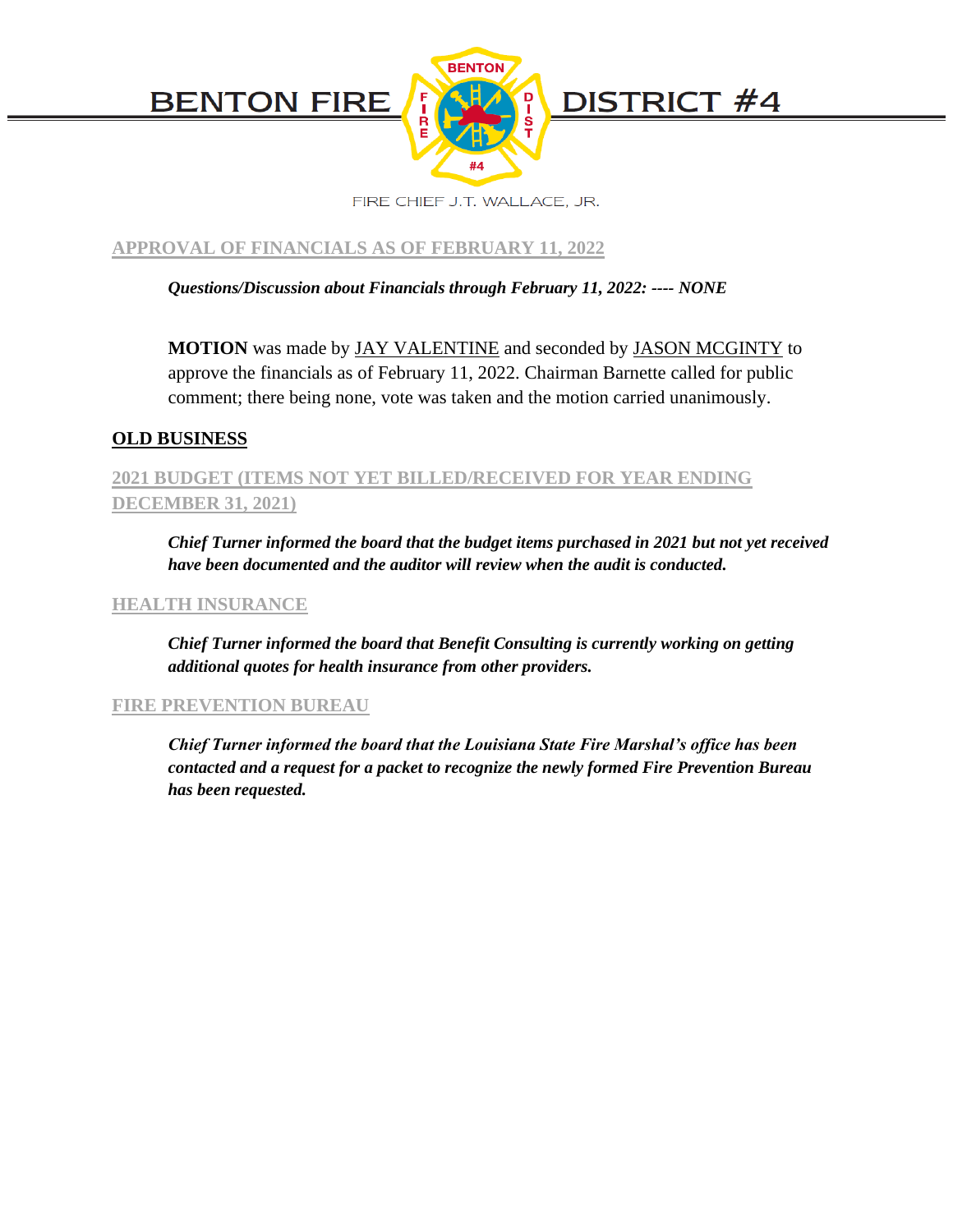## APPROVAL OF FINANCIALS AS OF FEBRUARY 11, 2022

***Questions/Discussion about Financials through February 11, 2022: ---- NONE***

**MOTION** was made by JAY VALENTINE and seconded by JASON MCGINTY to approve the financials as of February 11, 2022. Chairman Barnette called for public comment; there being none, vote was taken and the motion carried unanimously.

## OLD BUSINESS

### 2021 BUDGET (ITEMS NOT YET BILLED/RECEIVED FOR YEAR ENDING DECEMBER 31, 2021)

***Chief Turner informed the board that the budget items purchased in 2021 but not yet received have been documented and the auditor will review when the audit is conducted.***

### HEALTH INSURANCE

***Chief Turner informed the board that Benefit Consulting is currently working on getting additional quotes for health insurance from other providers.***

### FIRE PREVENTION BUREAU

***Chief Turner informed the board that the Louisiana State Fire Marshal's office has been contacted and a request for a packet to recognize the newly formed Fire Prevention Bureau has been requested.***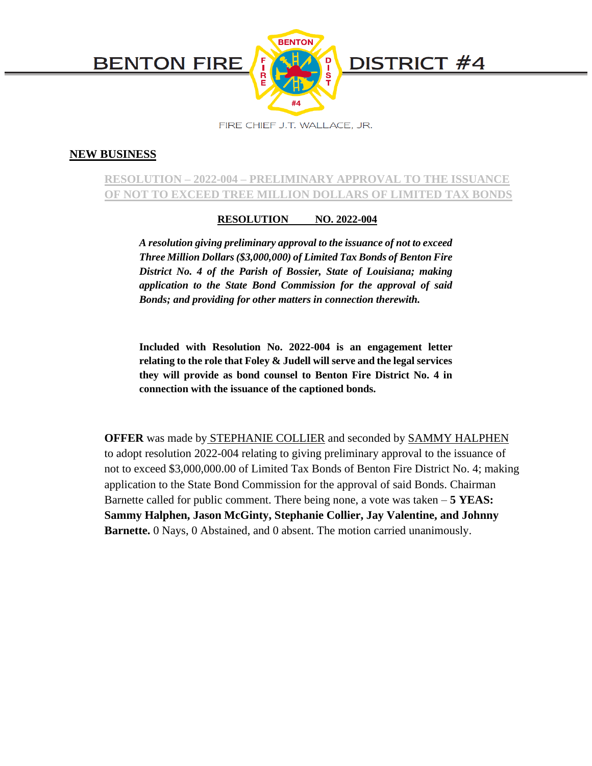BENTON FIRE DISTRICT #4

FIRE CHIEF J.T. WALLACE, JR.

## NEW BUSINESS

**RESOLUTION – 2022-004 – PRELIMINARY APPROVAL TO THE ISSUANCE OF NOT TO EXCEED TREE MILLION DOLLARS OF LIMITED TAX BONDS**

**RESOLUTION NO. 2022-004**

***A resolution giving preliminary approval to the issuance of not to exceed Three Million Dollars ($3,000,000) of Limited Tax Bonds of Benton Fire District No. 4 of the Parish of Bossier, State of Louisiana; making application to the State Bond Commission for the approval of said Bonds; and providing for other matters in connection therewith.***

**Included with Resolution No. 2022-004 is an engagement letter relating to the role that Foley & Judell will serve and the legal services they will provide as bond counsel to Benton Fire District No. 4 in connection with the issuance of the captioned bonds.**

**OFFER** was made by STEPHANIE COLLIER and seconded by SAMMY HALPHEN to adopt resolution 2022-004 relating to giving preliminary approval to the issuance of not to exceed $3,000,000.00 of Limited Tax Bonds of Benton Fire District No. 4; making application to the State Bond Commission for the approval of said Bonds. Chairman Barnette called for public comment. There being none, a vote was taken – **5 YEAS: Sammy Halphen, Jason McGinty, Stephanie Collier, Jay Valentine, and Johnny Barnette.** 0 Nays, 0 Abstained, and 0 absent. The motion carried unanimously.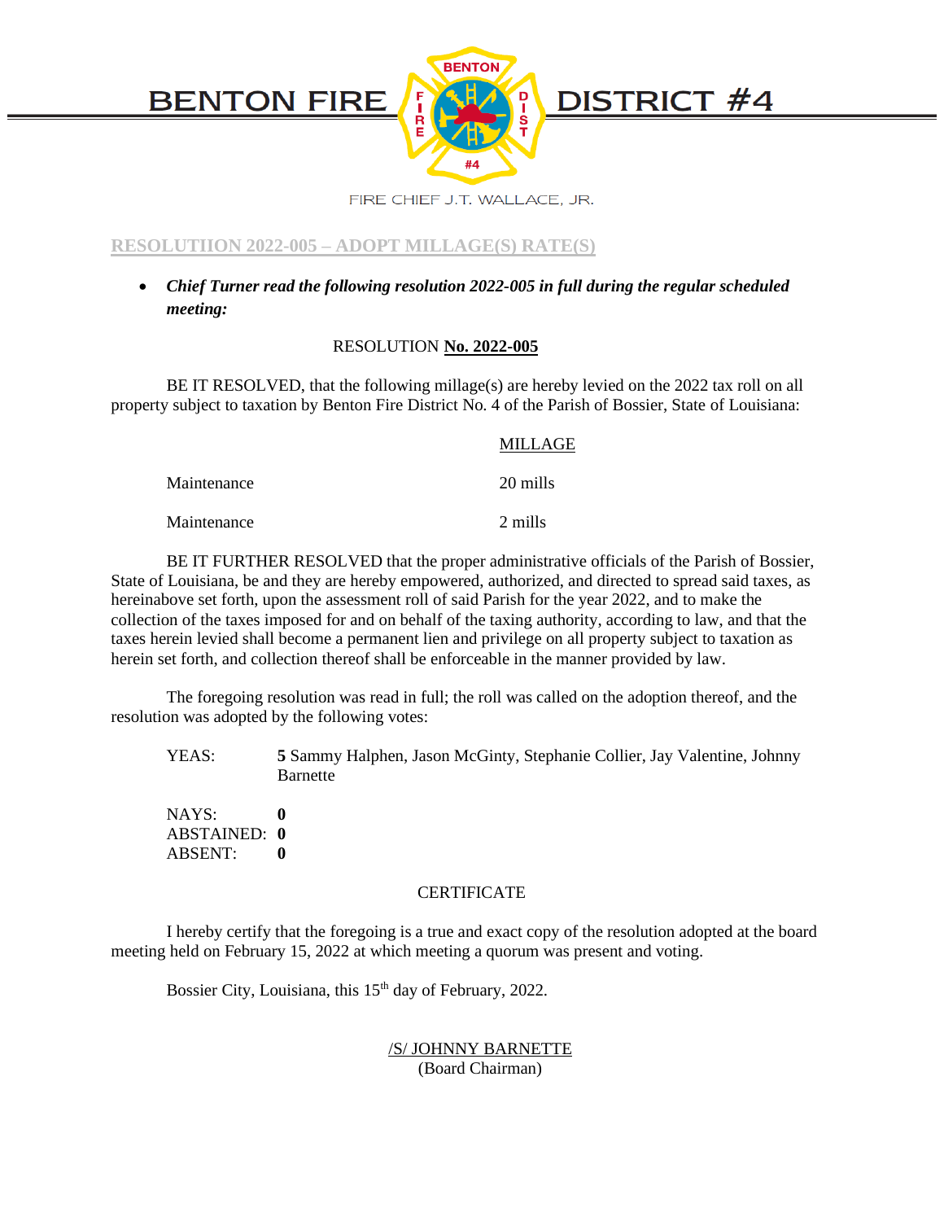# BENTON FIRE DISTRICT #4

FIRE CHIEF J.T. WALLACE, JR.

## RESOLUTIION 2022-005 – ADOPT MILLAGE(S) RATE(S)

- ***Chief Turner read the following resolution 2022-005 in full during the regular scheduled meeting:***

RESOLUTION **No. 2022-005**

BE IT RESOLVED, that the following millage(s) are hereby levied on the 2022 tax roll on all property subject to taxation by Benton Fire District No. 4 of the Parish of Bossier, State of Louisiana:

| | MILLAGE |
|---|---|
| Maintenance | 20 mills |
| Maintenance | 2 mills |

BE IT FURTHER RESOLVED that the proper administrative officials of the Parish of Bossier, State of Louisiana, be and they are hereby empowered, authorized, and directed to spread said taxes, as hereinabove set forth, upon the assessment roll of said Parish for the year 2022, and to make the collection of the taxes imposed for and on behalf of the taxing authority, according to law, and that the taxes herein levied shall become a permanent lien and privilege on all property subject to taxation as herein set forth, and collection thereof shall be enforceable in the manner provided by law.

The foregoing resolution was read in full; the roll was called on the adoption thereof, and the resolution was adopted by the following votes:

YEAS: **5** Sammy Halphen, Jason McGinty, Stephanie Collier, Jay Valentine, Johnny Barnette

NAYS: **0**
ABSTAINED: **0**
ABSENT: **0**

CERTIFICATE

I hereby certify that the foregoing is a true and exact copy of the resolution adopted at the board meeting held on February 15, 2022 at which meeting a quorum was present and voting.

Bossier City, Louisiana, this 15th day of February, 2022.

/S/ JOHNNY BARNETTE
(Board Chairman)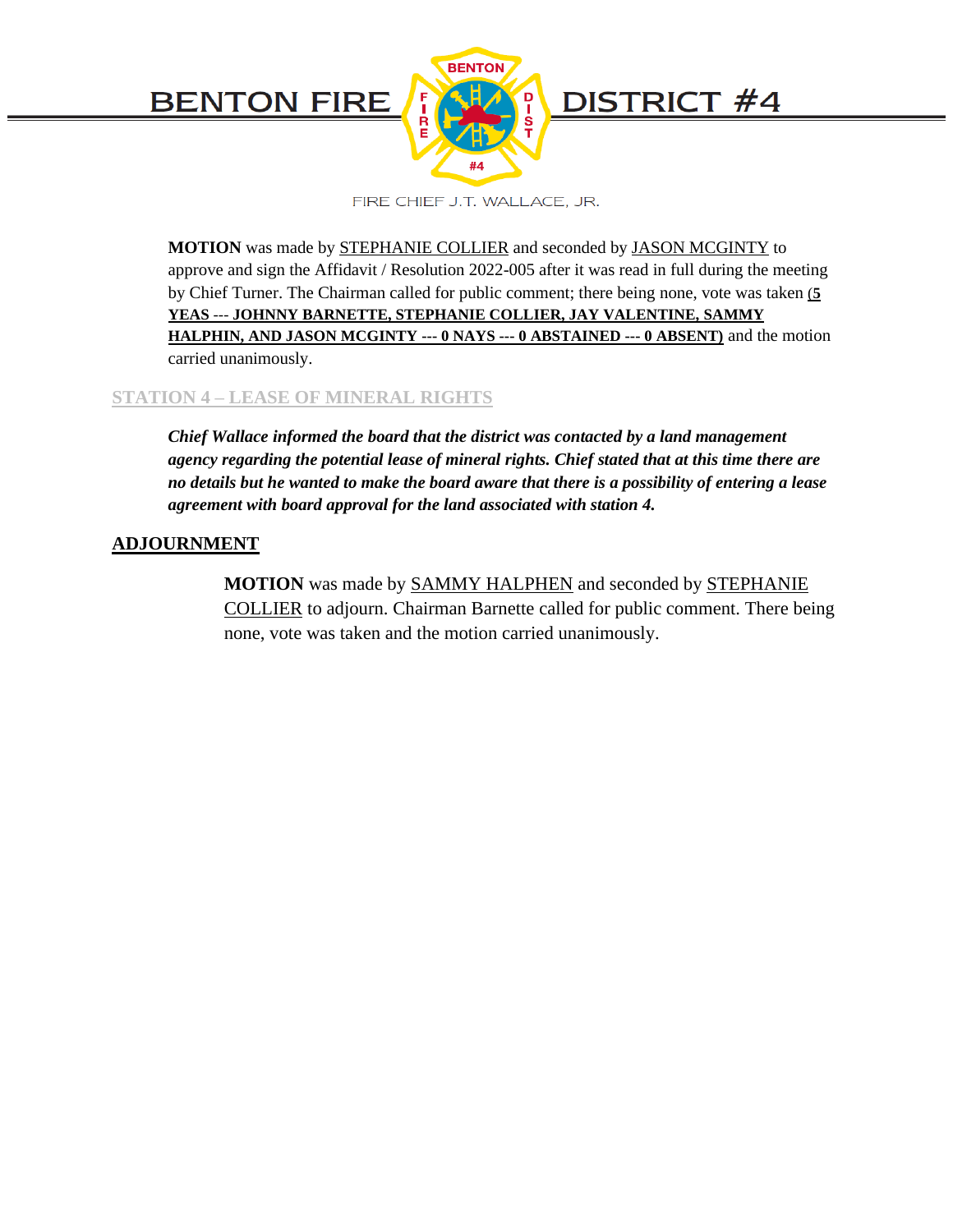**MOTION** was made by STEPHANIE COLLIER and seconded by JASON MCGINTY to approve and sign the Affidavit / Resolution 2022-005 after it was read in full during the meeting by Chief Turner. The Chairman called for public comment; there being none, vote was taken **(5 YEAS --- JOHNNY BARNETTE, STEPHANIE COLLIER, JAY VALENTINE, SAMMY HALPHIN, AND JASON MCGINTY --- 0 NAYS --- 0 ABSTAINED --- 0 ABSENT)** and the motion carried unanimously.

## STATION 4 – LEASE OF MINERAL RIGHTS

***Chief Wallace informed the board that the district was contacted by a land management agency regarding the potential lease of mineral rights. Chief stated that at this time there are no details but he wanted to make the board aware that there is a possibility of entering a lease agreement with board approval for the land associated with station 4.***

## ADJOURNMENT

**MOTION** was made by SAMMY HALPHEN and seconded by STEPHANIE COLLIER to adjourn. Chairman Barnette called for public comment. There being none, vote was taken and the motion carried unanimously.